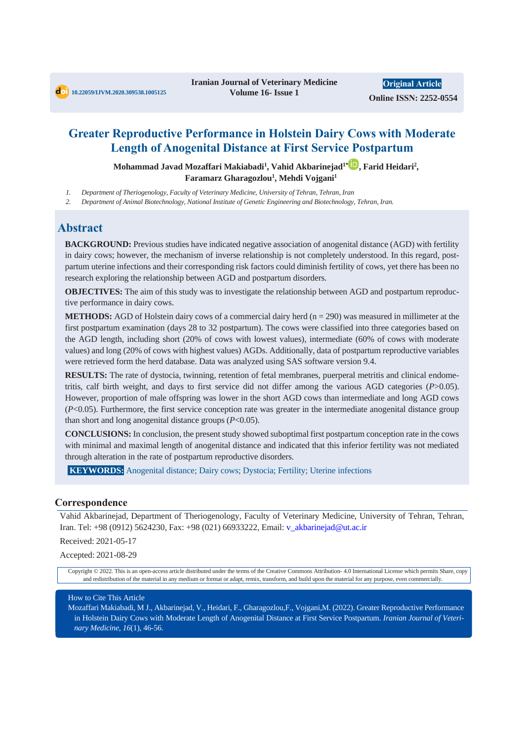10.22059/IJVM.2020.309538.1005125

Iranian Journal of Veterinary Medicine
Volume 16- Issue 1

**Original Article**

**Online ISSN: 2252-0554**

# Greater Reproductive Performance in Holstein Dairy Cows with Moderate Length of Anogenital Distance at First Service Postpartum

**Mohammad Javad Mozaffari Makiabadi[1], Vahid Akbarinejad[1]\*, Farid Heidari[2], Faramarz Gharagozlou[1], Mehdi Vojgani[1]**

1. *Department of Theriogenology, Faculty of Veterinary Medicine, University of Tehran, Tehran, Iran*
2. *Department of Animal Biotechnology, National Institute of Genetic Engineering and Biotechnology, Tehran, Iran.*

## Abstract

**BACKGROUND:** Previous studies have indicated negative association of anogenital distance (AGD) with fertility in dairy cows; however, the mechanism of inverse relationship is not completely understood. In this regard, postpartum uterine infections and their corresponding risk factors could diminish fertility of cows, yet there has been no research exploring the relationship between AGD and postpartum disorders.

**OBJECTIVES:** The aim of this study was to investigate the relationship between AGD and postpartum reproductive performance in dairy cows.

**METHODS:** AGD of Holstein dairy cows of a commercial dairy herd (n = 290) was measured in millimeter at the first postpartum examination (days 28 to 32 postpartum). The cows were classified into three categories based on the AGD length, including short (20% of cows with lowest values), intermediate (60% of cows with moderate values) and long (20% of cows with highest values) AGDs. Additionally, data of postpartum reproductive variables were retrieved form the herd database. Data was analyzed using SAS software version 9.4.

**RESULTS:** The rate of dystocia, twinning, retention of fetal membranes, puerperal metritis and clinical endometritis, calf birth weight, and days to first service did not differ among the various AGD categories ($P>0.05$). However, proportion of male offspring was lower in the short AGD cows than intermediate and long AGD cows ($P<0.05$). Furthermore, the first service conception rate was greater in the intermediate anogenital distance group than short and long anogenital distance groups ($P<0.05$).

**CONCLUSIONS:** In conclusion, the present study showed suboptimal first postpartum conception rate in the cows with minimal and maximal length of anogenital distance and indicated that this inferior fertility was not mediated through alteration in the rate of postpartum reproductive disorders.

**KEYWORDS:** Anogenital distance; Dairy cows; Dystocia; Fertility; Uterine infections

## Correspondence

Vahid Akbarinejad, Department of Theriogenology, Faculty of Veterinary Medicine, University of Tehran, Tehran, Iran. Tel: +98 (0912) 5624230, Fax: +98 (021) 66933222, Email: v_akbarinejad@ut.ac.ir

Received: 2021-05-17

Accepted: 2021-08-29

Copyright © 2022. This is an open-access article distributed under the terms of the Creative Commons Attribution- 4.0 International License which permits Share, copy and redistribution of the material in any medium or format or adapt, remix, transform, and build upon the material for any purpose, even commercially.

How to Cite This Article
Mozaffari Makiabadi, M J., Akbarinejad, V., Heidari, F., Gharagozlou,F., Vojgani,M. (2022). Greater Reproductive Performance in Holstein Dairy Cows with Moderate Length of Anogenital Distance at First Service Postpartum. *Iranian Journal of Veterinary Medicine*, *16*(1), 46-56.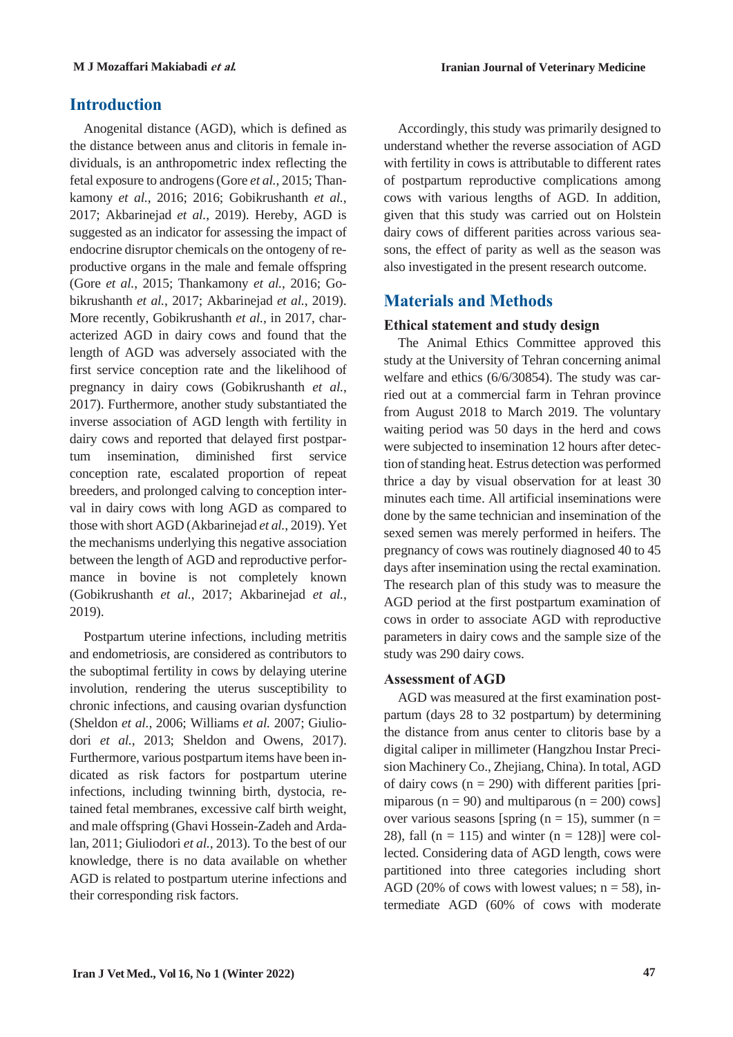## Introduction

Anogenital distance (AGD), which is defined as the distance between anus and clitoris in female individuals, is an anthropometric index reflecting the fetal exposure to androgens (Gore *et al.*, 2015; Thankamony *et al.*, 2016; 2016; Gobikrushanth *et al.*, 2017; Akbarinejad *et al.*, 2019). Hereby, AGD is suggested as an indicator for assessing the impact of endocrine disruptor chemicals on the ontogeny of reproductive organs in the male and female offspring (Gore *et al.*, 2015; Thankamony *et al.*, 2016; Gobikrushanth *et al.*, 2017; Akbarinejad *et al.*, 2019). More recently, Gobikrushanth *et al.*, in 2017, characterized AGD in dairy cows and found that the length of AGD was adversely associated with the first service conception rate and the likelihood of pregnancy in dairy cows (Gobikrushanth *et al.*, 2017). Furthermore, another study substantiated the inverse association of AGD length with fertility in dairy cows and reported that delayed first postpartum insemination, diminished first service conception rate, escalated proportion of repeat breeders, and prolonged calving to conception interval in dairy cows with long AGD as compared to those with short AGD (Akbarinejad *et al.*, 2019). Yet the mechanisms underlying this negative association between the length of AGD and reproductive performance in bovine is not completely known (Gobikrushanth *et al.*, 2017; Akbarinejad *et al.*, 2019).

Postpartum uterine infections, including metritis and endometriosis, are considered as contributors to the suboptimal fertility in cows by delaying uterine involution, rendering the uterus susceptibility to chronic infections, and causing ovarian dysfunction (Sheldon *et al.*, 2006; Williams *et al.* 2007; Giuliodori *et al.*, 2013; Sheldon and Owens, 2017). Furthermore, various postpartum items have been indicated as risk factors for postpartum uterine infections, including twinning birth, dystocia, retained fetal membranes, excessive calf birth weight, and male offspring (Ghavi Hossein-Zadeh and Ardalan, 2011; Giuliodori *et al.*, 2013). To the best of our knowledge, there is no data available on whether AGD is related to postpartum uterine infections and their corresponding risk factors.

Accordingly, this study was primarily designed to understand whether the reverse association of AGD with fertility in cows is attributable to different rates of postpartum reproductive complications among cows with various lengths of AGD. In addition, given that this study was carried out on Holstein dairy cows of different parities across various seasons, the effect of parity as well as the season was also investigated in the present research outcome.

## Materials and Methods

### Ethical statement and study design

The Animal Ethics Committee approved this study at the University of Tehran concerning animal welfare and ethics (6/6/30854). The study was carried out at a commercial farm in Tehran province from August 2018 to March 2019. The voluntary waiting period was 50 days in the herd and cows were subjected to insemination 12 hours after detection of standing heat. Estrus detection was performed thrice a day by visual observation for at least 30 minutes each time. All artificial inseminations were done by the same technician and insemination of the sexed semen was merely performed in heifers. The pregnancy of cows was routinely diagnosed 40 to 45 days after insemination using the rectal examination. The research plan of this study was to measure the AGD period at the first postpartum examination of cows in order to associate AGD with reproductive parameters in dairy cows and the sample size of the study was 290 dairy cows.

### Assessment of AGD

AGD was measured at the first examination postpartum (days 28 to 32 postpartum) by determining the distance from anus center to clitoris base by a digital caliper in millimeter (Hangzhou Instar Precision Machinery Co., Zhejiang, China). In total, AGD of dairy cows (n = 290) with different parities [primiparous (n = 90) and multiparous (n = 200) cows] over various seasons [spring (n = 15), summer (n = 28), fall (n = 115) and winter (n = 128)] were collected. Considering data of AGD length, cows were partitioned into three categories including short AGD (20% of cows with lowest values; n = 58), intermediate AGD (60% of cows with moderate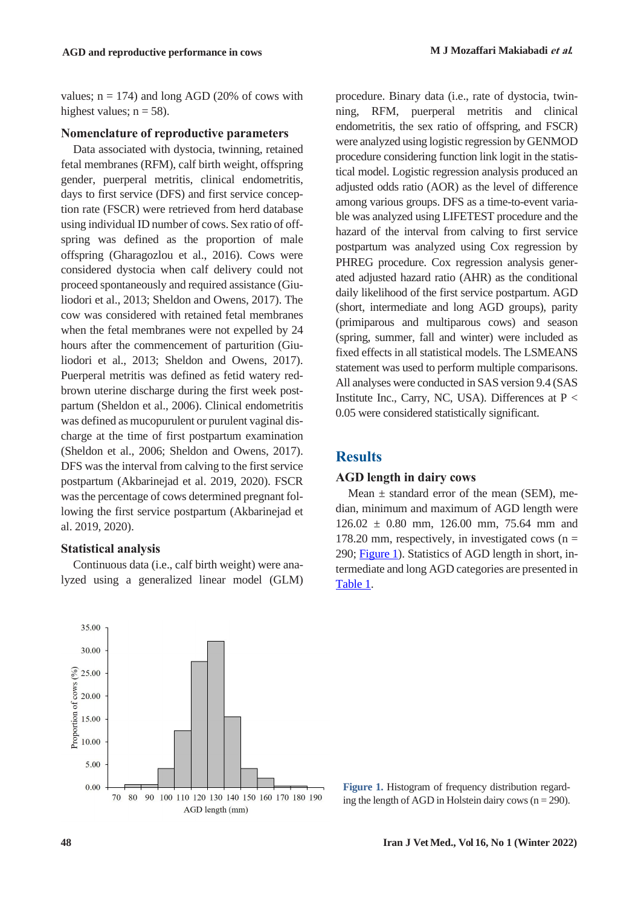values; n = 174) and long AGD (20% of cows with highest values; n = 58).

### Nomenclature of reproductive parameters

Data associated with dystocia, twinning, retained fetal membranes (RFM), calf birth weight, offspring gender, puerperal metritis, clinical endometritis, days to first service (DFS) and first service conception rate (FSCR) were retrieved from herd database using individual ID number of cows. Sex ratio of offspring was defined as the proportion of male offspring (Gharagozlou et al., 2016). Cows were considered dystocia when calf delivery could not proceed spontaneously and required assistance (Giuliodori et al., 2013; Sheldon and Owens, 2017). The cow was considered with retained fetal membranes when the fetal membranes were not expelled by 24 hours after the commencement of parturition (Giuliodori et al., 2013; Sheldon and Owens, 2017). Puerperal metritis was defined as fetid watery red-brown uterine discharge during the first week postpartum (Sheldon et al., 2006). Clinical endometritis was defined as mucopurulent or purulent vaginal discharge at the time of first postpartum examination (Sheldon et al., 2006; Sheldon and Owens, 2017). DFS was the interval from calving to the first service postpartum (Akbarinejad et al. 2019, 2020). FSCR was the percentage of cows determined pregnant following the first service postpartum (Akbarinejad et al. 2019, 2020).

### Statistical analysis

Continuous data (i.e., calf birth weight) were analyzed using a generalized linear model (GLM) procedure. Binary data (i.e., rate of dystocia, twinning, RFM, puerperal metritis and clinical endometritis, the sex ratio of offspring, and FSCR) were analyzed using logistic regression by GENMOD procedure considering function link logit in the statistical model. Logistic regression analysis produced an adjusted odds ratio (AOR) as the level of difference among various groups. DFS as a time-to-event variable was analyzed using LIFETEST procedure and the hazard of the interval from calving to first service postpartum was analyzed using Cox regression by PHREG procedure. Cox regression analysis generated adjusted hazard ratio (AHR) as the conditional daily likelihood of the first service postpartum. AGD (short, intermediate and long AGD groups), parity (primiparous and multiparous cows) and season (spring, summer, fall and winter) were included as fixed effects in all statistical models. The LSMEANS statement was used to perform multiple comparisons. All analyses were conducted in SAS version 9.4 (SAS Institute Inc., Carry, NC, USA). Differences at $P < 0.05$ were considered statistically significant.

## Results

### AGD length in dairy cows

Mean ± standard error of the mean (SEM), median, minimum and maximum of AGD length were 126.02 ± 0.80 mm, 126.00 mm, 75.64 mm and 178.20 mm, respectively, in investigated cows (n = 290; Figure 1). Statistics of AGD length in short, intermediate and long AGD categories are presented in Table 1.

**Figure 1.** Histogram of frequency distribution regarding the length of AGD in Holstein dairy cows (n = 290).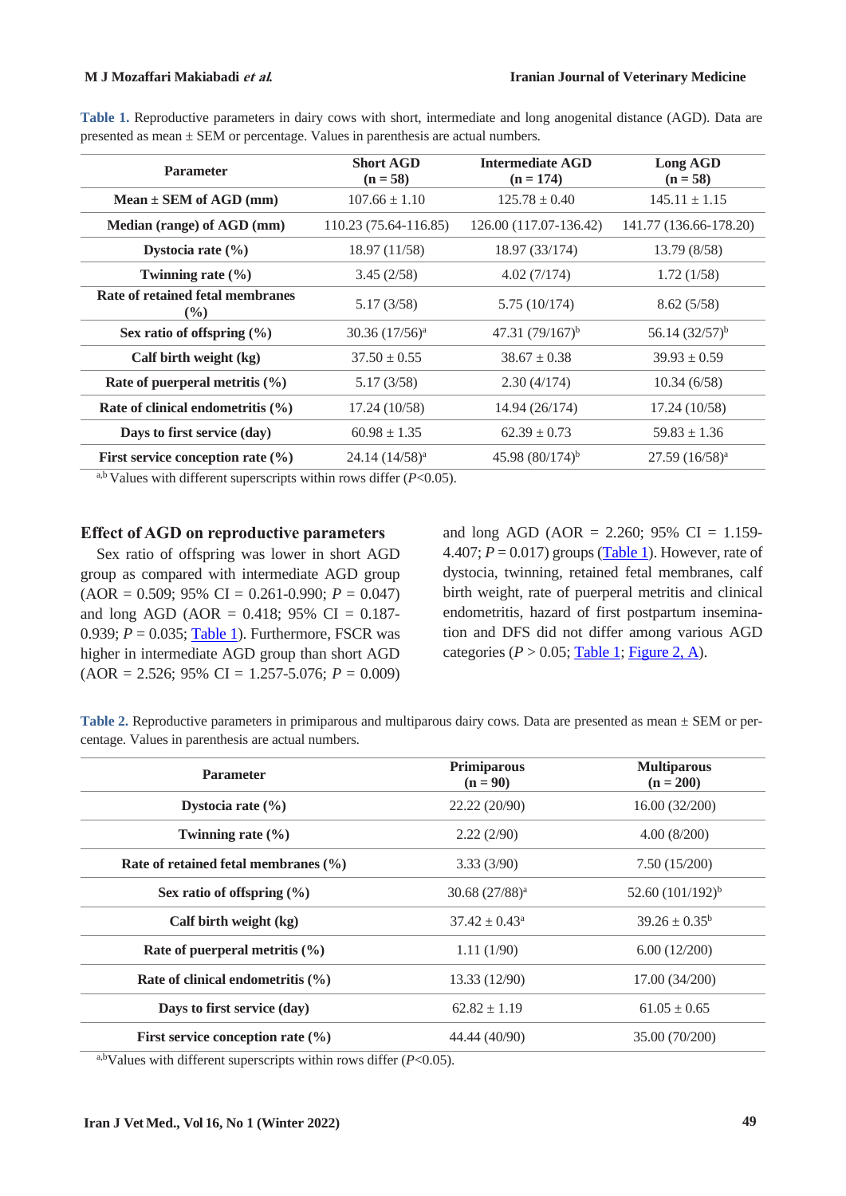**Table 1.** Reproductive parameters in dairy cows with short, intermediate and long anogenital distance (AGD). Data are presented as mean ± SEM or percentage. Values in parenthesis are actual numbers.

| Parameter | Short AGD (n = 58) | Intermediate AGD (n = 174) | Long AGD (n = 58) |
|---|---|---|---|
| Mean ± SEM of AGD (mm) | 107.66 ± 1.10 | 125.78 ± 0.40 | 145.11 ± 1.15 |
| Median (range) of AGD (mm) | 110.23 (75.64-116.85) | 126.00 (117.07-136.42) | 141.77 (136.66-178.20) |
| Dystocia rate (%) | 18.97 (11/58) | 18.97 (33/174) | 13.79 (8/58) |
| Twinning rate (%) | 3.45 (2/58) | 4.02 (7/174) | 1.72 (1/58) |
| Rate of retained fetal membranes (%) | 5.17 (3/58) | 5.75 (10/174) | 8.62 (5/58) |
| Sex ratio of offspring (%) | 30.36 (17/56)[a] | 47.31 (79/167)[b] | 56.14 (32/57)[b] |
| Calf birth weight (kg) | 37.50 ± 0.55 | 38.67 ± 0.38 | 39.93 ± 0.59 |
| Rate of puerperal metritis (%) | 5.17 (3/58) | 2.30 (4/174) | 10.34 (6/58) |
| Rate of clinical endometritis (%) | 17.24 (10/58) | 14.94 (26/174) | 17.24 (10/58) |
| Days to first service (day) | 60.98 ± 1.35 | 62.39 ± 0.73 | 59.83 ± 1.36 |
| First service conception rate (%) | 24.14 (14/58)[a] | 45.98 (80/174)[b] | 27.59 (16/58)[a] |

[a,b] Values with different superscripts within rows differ ($P$<0.05).

### Effect of AGD on reproductive parameters

Sex ratio of offspring was lower in short AGD group as compared with intermediate AGD group (AOR = 0.509; 95% CI = 0.261-0.990; $P$ = 0.047) and long AGD (AOR = 0.418; 95% CI = 0.187-0.939; $P$ = 0.035; Table 1). Furthermore, FSCR was higher in intermediate AGD group than short AGD (AOR = 2.526; 95% CI = 1.257-5.076; $P$ = 0.009) and long AGD (AOR = 2.260; 95% CI = 1.159-4.407; $P$ = 0.017) groups (Table 1). However, rate of dystocia, twinning, retained fetal membranes, calf birth weight, rate of puerperal metritis and clinical endometritis, hazard of first postpartum insemination and DFS did not differ among various AGD categories ($P$ > 0.05; Table 1; Figure 2, A).

**Table 2.** Reproductive parameters in primiparous and multiparous dairy cows. Data are presented as mean ± SEM or percentage. Values in parenthesis are actual numbers.

| Parameter | Primiparous (n = 90) | Multiparous (n = 200) |
|---|---|---|
| Dystocia rate (%) | 22.22 (20/90) | 16.00 (32/200) |
| Twinning rate (%) | 2.22 (2/90) | 4.00 (8/200) |
| Rate of retained fetal membranes (%) | 3.33 (3/90) | 7.50 (15/200) |
| Sex ratio of offspring (%) | 30.68 (27/88)[a] | 52.60 (101/192)[b] |
| Calf birth weight (kg) | 37.42 ± 0.43[a] | 39.26 ± 0.35[b] |
| Rate of puerperal metritis (%) | 1.11 (1/90) | 6.00 (12/200) |
| Rate of clinical endometritis (%) | 13.33 (12/90) | 17.00 (34/200) |
| Days to first service (day) | 62.82 ± 1.19 | 61.05 ± 0.65 |
| First service conception rate (%) | 44.44 (40/90) | 35.00 (70/200) |

[a,b] Values with different superscripts within rows differ ($P$<0.05).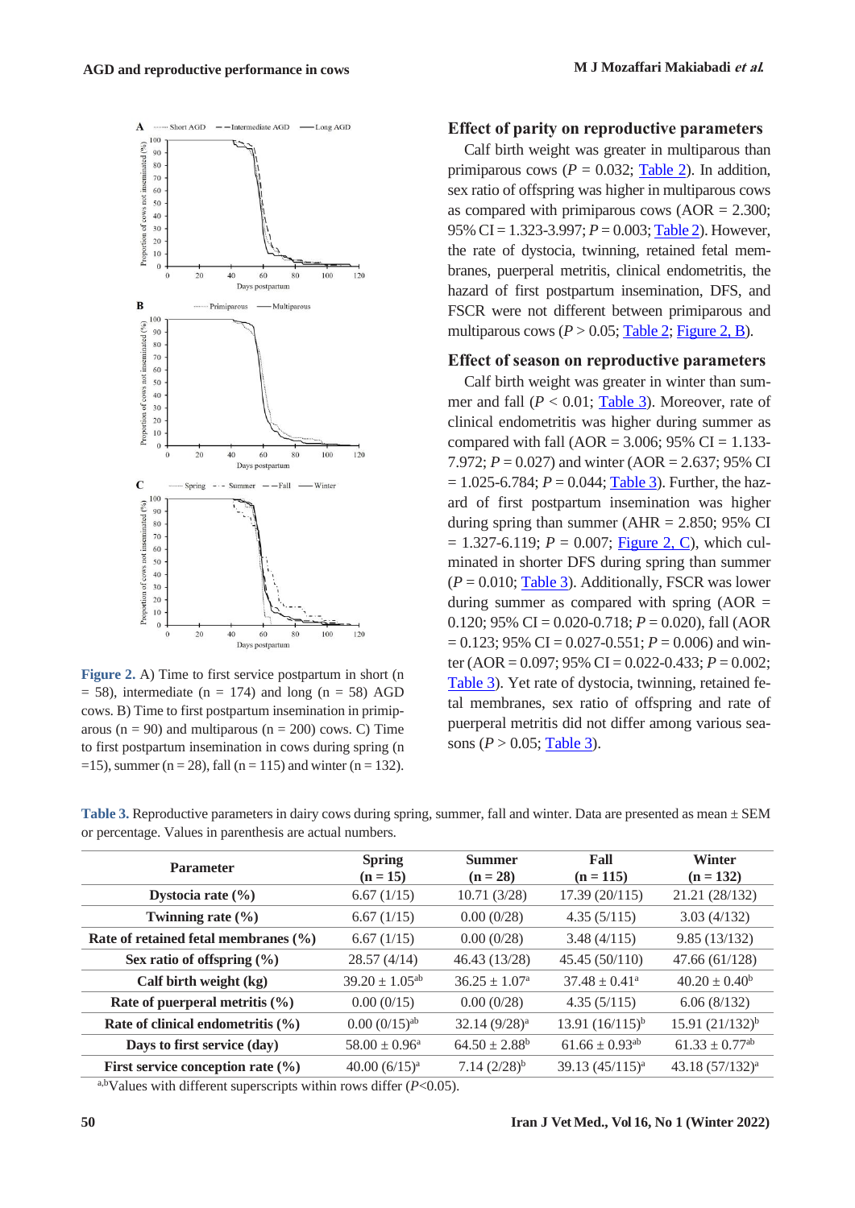Figure 2. A) Time to first service postpartum in short (n = 58), intermediate (n = 174) and long (n = 58) AGD cows. B) Time to first postpartum insemination in primiparous (n = 90) and multiparous (n = 200) cows. C) Time to first postpartum insemination in cows during spring (n =15), summer (n = 28), fall (n = 115) and winter (n = 132).

### Effect of parity on reproductive parameters

Calf birth weight was greater in multiparous than primiparous cows ($P$ = 0.032; Table 2). In addition, sex ratio of offspring was higher in multiparous cows as compared with primiparous cows (AOR = 2.300; 95% CI = 1.323-3.997; $P$ = 0.003; Table 2). However, the rate of dystocia, twinning, retained fetal membranes, puerperal metritis, clinical endometritis, the hazard of first postpartum insemination, DFS, and FSCR were not different between primiparous and multiparous cows ($P$ > 0.05; Table 2; Figure 2, B).

### Effect of season on reproductive parameters

Calf birth weight was greater in winter than summer and fall ($P$ < 0.01; Table 3). Moreover, rate of clinical endometritis was higher during summer as compared with fall (AOR = 3.006; 95% CI = 1.133-7.972; $P$ = 0.027) and winter (AOR = 2.637; 95% CI = 1.025-6.784; $P$ = 0.044; Table 3). Further, the hazard of first postpartum insemination was higher during spring than summer (AHR = 2.850; 95% CI = 1.327-6.119; $P$ = 0.007; Figure 2, C), which culminated in shorter DFS during spring than summer ($P$ = 0.010; Table 3). Additionally, FSCR was lower during summer as compared with spring (AOR = 0.120; 95% CI = 0.020-0.718; $P$ = 0.020), fall (AOR = 0.123; 95% CI = 0.027-0.551; $P$ = 0.006) and winter (AOR = 0.097; 95% CI = 0.022-0.433; $P$ = 0.002; Table 3). Yet rate of dystocia, twinning, retained fetal membranes, sex ratio of offspring and rate of puerperal metritis did not differ among various seasons ($P$ > 0.05; Table 3).

Table 3. Reproductive parameters in dairy cows during spring, summer, fall and winter. Data are presented as mean ± SEM or percentage. Values in parenthesis are actual numbers.

| Parameter | Spring (n = 15) | Summer (n = 28) | Fall (n = 115) | Winter (n = 132) |
|---|---|---|---|---|
| Dystocia rate (%) | 6.67 (1/15) | 10.71 (3/28) | 17.39 (20/115) | 21.21 (28/132) |
| Twinning rate (%) | 6.67 (1/15) | 0.00 (0/28) | 4.35 (5/115) | 3.03 (4/132) |
| Rate of retained fetal membranes (%) | 6.67 (1/15) | 0.00 (0/28) | 3.48 (4/115) | 9.85 (13/132) |
| Sex ratio of offspring (%) | 28.57 (4/14) | 46.43 (13/28) | 45.45 (50/110) | 47.66 (61/128) |
| Calf birth weight (kg) | 39.20 ± 1.05[ab] | 36.25 ± 1.07[a] | 37.48 ± 0.41[a] | 40.20 ± 0.40[b] |
| Rate of puerperal metritis (%) | 0.00 (0/15) | 0.00 (0/28) | 4.35 (5/115) | 6.06 (8/132) |
| Rate of clinical endometritis (%) | 0.00 (0/15)[ab] | 32.14 (9/28)[a] | 13.91 (16/115)[b] | 15.91 (21/132)[b] |
| Days to first service (day) | 58.00 ± 0.96[a] | 64.50 ± 2.88[b] | 61.66 ± 0.93[ab] | 61.33 ± 0.77[ab] |
| First service conception rate (%) | 40.00 (6/15)[a] | 7.14 (2/28)[b] | 39.13 (45/115)[a] | 43.18 (57/132)[a] |

[a,b]Values with different superscripts within rows differ ($P$<0.05).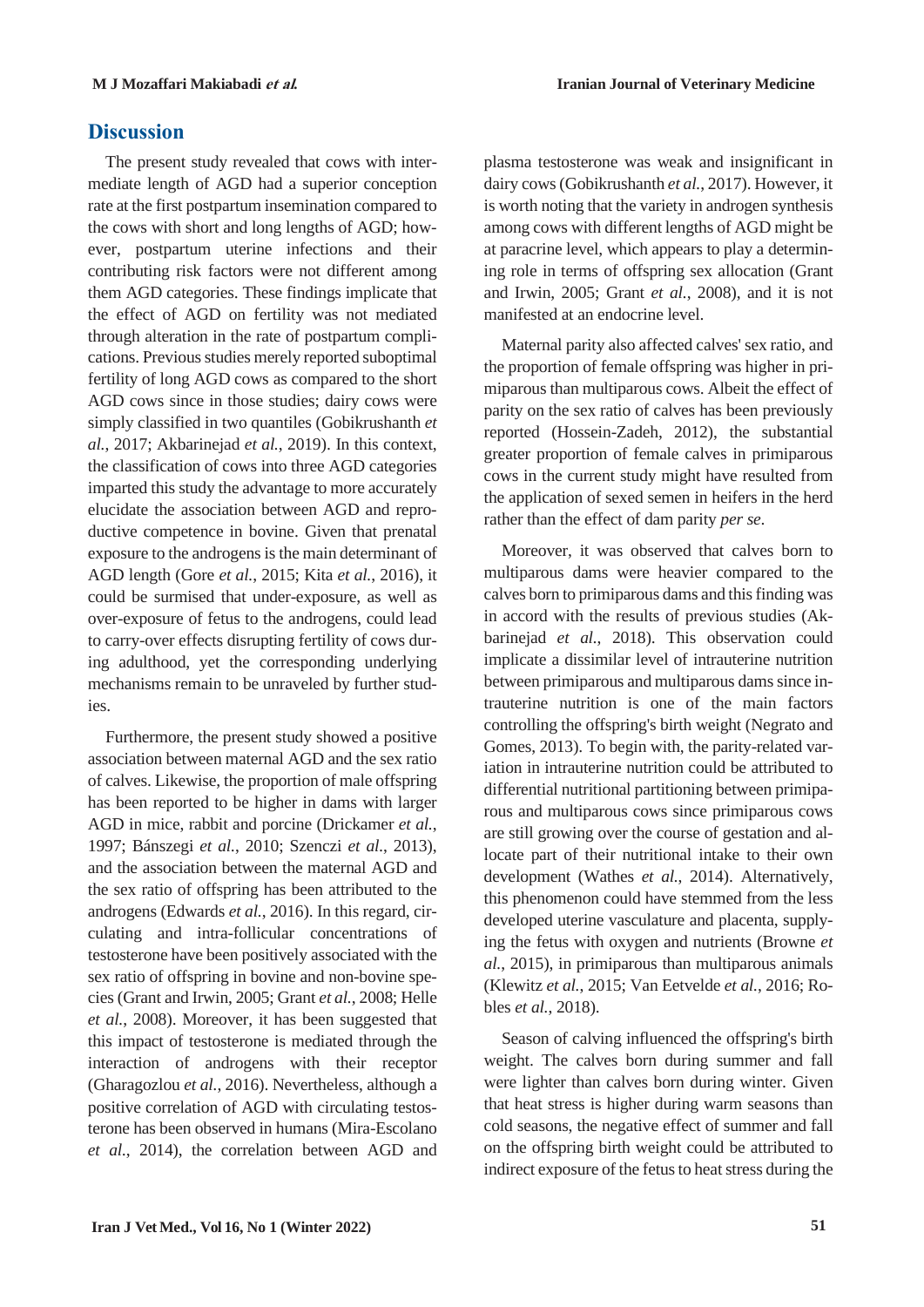## Discussion

The present study revealed that cows with intermediate length of AGD had a superior conception rate at the first postpartum insemination compared to the cows with short and long lengths of AGD; however, postpartum uterine infections and their contributing risk factors were not different among them AGD categories. These findings implicate that the effect of AGD on fertility was not mediated through alteration in the rate of postpartum complications. Previous studies merely reported suboptimal fertility of long AGD cows as compared to the short AGD cows since in those studies; dairy cows were simply classified in two quantiles (Gobikrushanth *et al.*, 2017; Akbarinejad *et al.*, 2019). In this context, the classification of cows into three AGD categories imparted this study the advantage to more accurately elucidate the association between AGD and reproductive competence in bovine. Given that prenatal exposure to the androgens is the main determinant of AGD length (Gore *et al.*, 2015; Kita *et al.*, 2016), it could be surmised that under-exposure, as well as over-exposure of fetus to the androgens, could lead to carry-over effects disrupting fertility of cows during adulthood, yet the corresponding underlying mechanisms remain to be unraveled by further studies.

Furthermore, the present study showed a positive association between maternal AGD and the sex ratio of calves. Likewise, the proportion of male offspring has been reported to be higher in dams with larger AGD in mice, rabbit and porcine (Drickamer *et al.*, 1997; Bánszegi *et al.*, 2010; Szenczi *et al.*, 2013), and the association between the maternal AGD and the sex ratio of offspring has been attributed to the androgens (Edwards *et al.*, 2016). In this regard, circulating and intra-follicular concentrations of testosterone have been positively associated with the sex ratio of offspring in bovine and non-bovine species (Grant and Irwin, 2005; Grant *et al.*, 2008; Helle *et al.*, 2008). Moreover, it has been suggested that this impact of testosterone is mediated through the interaction of androgens with their receptor (Gharagozlou *et al.*, 2016). Nevertheless, although a positive correlation of AGD with circulating testosterone has been observed in humans (Mira-Escolano *et al.*, 2014), the correlation between AGD and plasma testosterone was weak and insignificant in dairy cows (Gobikrushanth *et al.*, 2017). However, it is worth noting that the variety in androgen synthesis among cows with different lengths of AGD might be at paracrine level, which appears to play a determining role in terms of offspring sex allocation (Grant and Irwin, 2005; Grant *et al.*, 2008), and it is not manifested at an endocrine level.

Maternal parity also affected calves' sex ratio, and the proportion of female offspring was higher in primiparous than multiparous cows. Albeit the effect of parity on the sex ratio of calves has been previously reported (Hossein-Zadeh, 2012), the substantial greater proportion of female calves in primiparous cows in the current study might have resulted from the application of sexed semen in heifers in the herd rather than the effect of dam parity *per se*.

Moreover, it was observed that calves born to multiparous dams were heavier compared to the calves born to primiparous dams and this finding was in accord with the results of previous studies (Akbarinejad *et al.*, 2018). This observation could implicate a dissimilar level of intrauterine nutrition between primiparous and multiparous dams since intrauterine nutrition is one of the main factors controlling the offspring's birth weight (Negrato and Gomes, 2013). To begin with, the parity-related variation in intrauterine nutrition could be attributed to differential nutritional partitioning between primiparous and multiparous cows since primiparous cows are still growing over the course of gestation and allocate part of their nutritional intake to their own development (Wathes *et al.*, 2014). Alternatively, this phenomenon could have stemmed from the less developed uterine vasculature and placenta, supplying the fetus with oxygen and nutrients (Browne *et al.*, 2015), in primiparous than multiparous animals (Klewitz *et al.*, 2015; Van Eetvelde *et al.*, 2016; Robles *et al.*, 2018).

Season of calving influenced the offspring's birth weight. The calves born during summer and fall were lighter than calves born during winter. Given that heat stress is higher during warm seasons than cold seasons, the negative effect of summer and fall on the offspring birth weight could be attributed to indirect exposure of the fetus to heat stress during the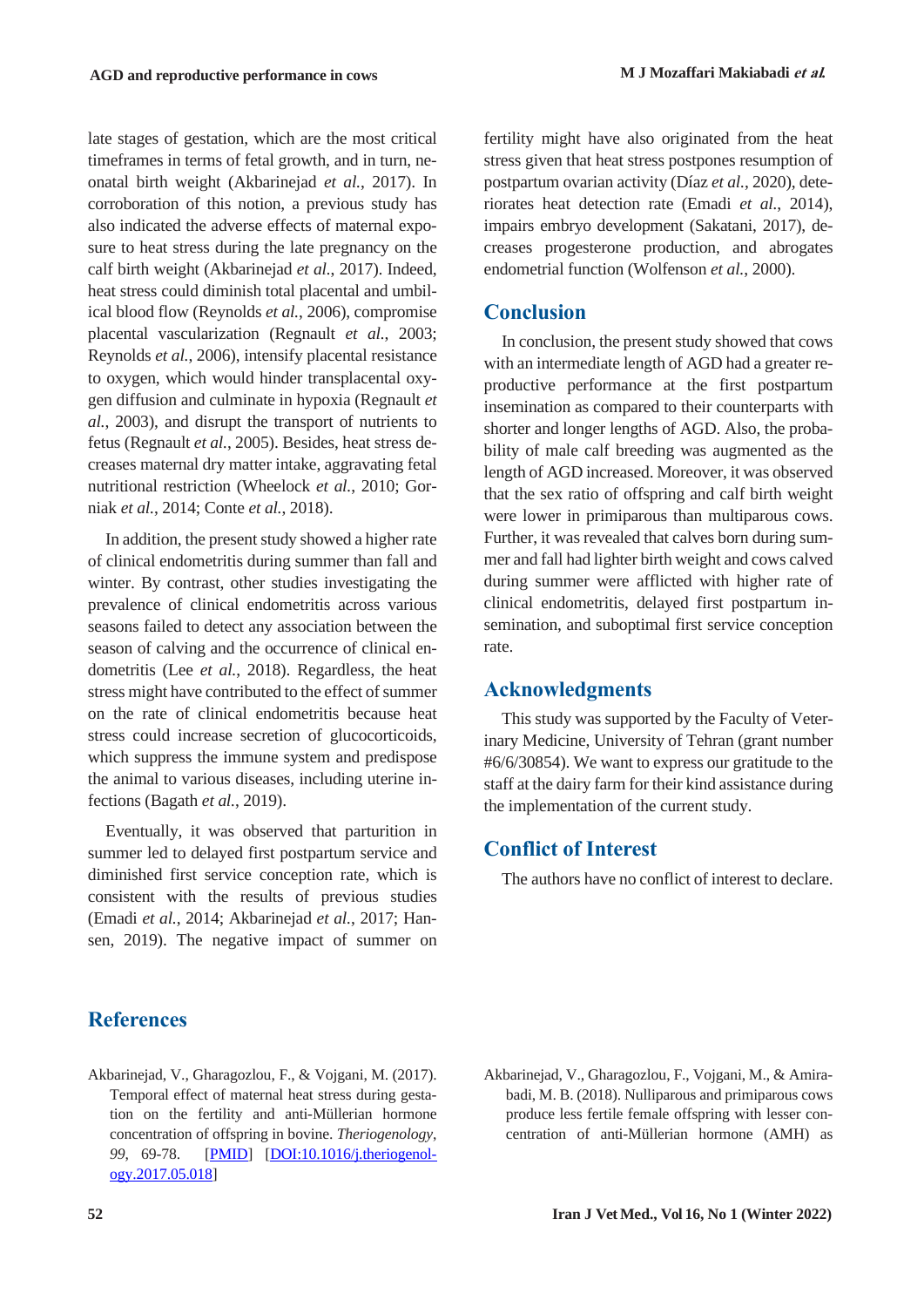late stages of gestation, which are the most critical timeframes in terms of fetal growth, and in turn, neonatal birth weight (Akbarinejad *et al.*, 2017). In corroboration of this notion, a previous study has also indicated the adverse effects of maternal exposure to heat stress during the late pregnancy on the calf birth weight (Akbarinejad *et al.*, 2017). Indeed, heat stress could diminish total placental and umbilical blood flow (Reynolds *et al.*, 2006), compromise placental vascularization (Regnault *et al.*, 2003; Reynolds *et al.*, 2006), intensify placental resistance to oxygen, which would hinder transplacental oxygen diffusion and culminate in hypoxia (Regnault *et al.*, 2003), and disrupt the transport of nutrients to fetus (Regnault *et al.*, 2005). Besides, heat stress decreases maternal dry matter intake, aggravating fetal nutritional restriction (Wheelock *et al.*, 2010; Gorniak *et al.*, 2014; Conte *et al.*, 2018).

In addition, the present study showed a higher rate of clinical endometritis during summer than fall and winter. By contrast, other studies investigating the prevalence of clinical endometritis across various seasons failed to detect any association between the season of calving and the occurrence of clinical endometritis (Lee *et al.*, 2018). Regardless, the heat stress might have contributed to the effect of summer on the rate of clinical endometritis because heat stress could increase secretion of glucocorticoids, which suppress the immune system and predispose the animal to various diseases, including uterine infections (Bagath *et al.*, 2019).

Eventually, it was observed that parturition in summer led to delayed first postpartum service and diminished first service conception rate, which is consistent with the results of previous studies (Emadi *et al.*, 2014; Akbarinejad *et al.*, 2017; Hansen, 2019). The negative impact of summer on fertility might have also originated from the heat stress given that heat stress postpones resumption of postpartum ovarian activity (Díaz *et al.*, 2020), deteriorates heat detection rate (Emadi *et al.*, 2014), impairs embryo development (Sakatani, 2017), decreases progesterone production, and abrogates endometrial function (Wolfenson *et al.*, 2000).

## Conclusion

In conclusion, the present study showed that cows with an intermediate length of AGD had a greater reproductive performance at the first postpartum insemination as compared to their counterparts with shorter and longer lengths of AGD. Also, the probability of male calf breeding was augmented as the length of AGD increased. Moreover, it was observed that the sex ratio of offspring and calf birth weight were lower in primiparous than multiparous cows. Further, it was revealed that calves born during summer and fall had lighter birth weight and cows calved during summer were afflicted with higher rate of clinical endometritis, delayed first postpartum insemination, and suboptimal first service conception rate.

## Acknowledgments

This study was supported by the Faculty of Veterinary Medicine, University of Tehran (grant number #6/6/30854). We want to express our gratitude to the staff at the dairy farm for their kind assistance during the implementation of the current study.

## Conflict of Interest

The authors have no conflict of interest to declare.

## References

Akbarinejad, V., Gharagozlou, F., & Vojgani, M. (2017). Temporal effect of maternal heat stress during gestation on the fertility and anti-Müllerian hormone concentration of offspring in bovine. *Theriogenology*, *99*, 69-78. [PMID] [DOI:10.1016/j.theriogenology.2017.05.018]

Akbarinejad, V., Gharagozlou, F., Vojgani, M., & Amirabadi, M. B. (2018). Nulliparous and primiparous cows produce less fertile female offspring with lesser concentration of anti-Müllerian hormone (AMH) as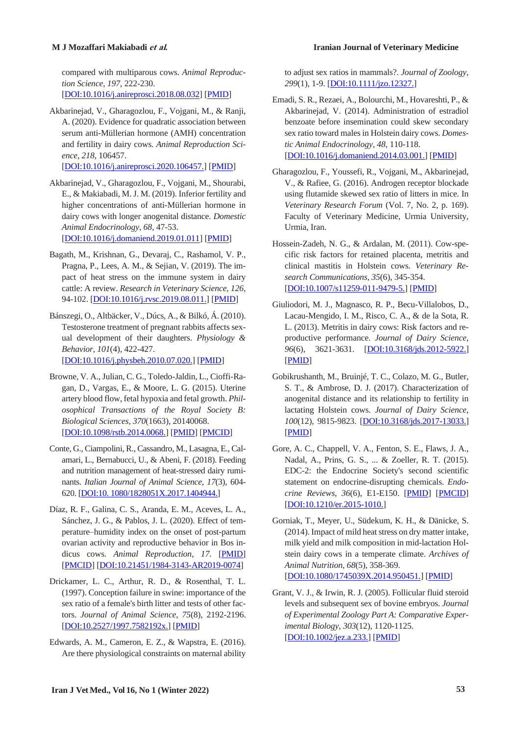compared with multiparous cows. *Animal Reproduction Science*, *197*, 222-230. [DOI:10.1016/j.anireprosci.2018.08.032] [PMID]

Akbarinejad, V., Gharagozlou, F., Vojgani, M., & Ranji, A. (2020). Evidence for quadratic association between serum anti-Müllerian hormone (AMH) concentration and fertility in dairy cows. *Animal Reproduction Science*, *218*, 106457. [DOI:10.1016/j.anireprosci.2020.106457.] [PMID]

Akbarinejad, V., Gharagozlou, F., Vojgani, M., Shourabi, E., & Makiabadi, M. J. M. (2019). Inferior fertility and higher concentrations of anti-Müllerian hormone in dairy cows with longer anogenital distance. *Domestic Animal Endocrinology*, *68*, 47-53. [DOI:10.1016/j.domaniend.2019.01.011] [PMID]

Bagath, M., Krishnan, G., Devaraj, C., Rashamol, V. P., Pragna, P., Lees, A. M., & Sejian, V. (2019). The impact of heat stress on the immune system in dairy cattle: A review. *Research in Veterinary Science*, *126*, 94-102. [DOI:10.1016/j.rvsc.2019.08.011.] [PMID]

Bánszegi, O., Altbäcker, V., Dúcs, A., & Bilkó, Á. (2010). Testosterone treatment of pregnant rabbits affects sexual development of their daughters. *Physiology & Behavior*, *101*(4), 422-427. [DOI:10.1016/j.physbeh.2010.07.020.] [PMID]

Browne, V. A., Julian, C. G., Toledo-Jaldin, L., Cioffi-Ragan, D., Vargas, E., & Moore, L. G. (2015). Uterine artery blood flow, fetal hypoxia and fetal growth. *Philosophical Transactions of the Royal Society B: Biological Sciences*, *370*(1663), 20140068. [DOI:10.1098/rstb.2014.0068.] [PMID] [PMCID]

Conte, G., Ciampolini, R., Cassandro, M., Lasagna, E., Calamari, L., Bernabucci, U., & Abeni, F. (2018). Feeding and nutrition management of heat-stressed dairy ruminants. *Italian Journal of Animal Science*, *17*(3), 604-620. [DOI:10. 1080/1828051X.2017.1404944.]

Díaz, R. F., Galina, C. S., Aranda, E. M., Aceves, L. A., Sánchez, J. G., & Pablos, J. L. (2020). Effect of temperature–humidity index on the onset of post-partum ovarian activity and reproductive behavior in Bos indicus cows. *Animal Reproduction*, *17*. [PMID] [PMCID] [DOI:10.21451/1984-3143-AR2019-0074]

Drickamer, L. C., Arthur, R. D., & Rosenthal, T. L. (1997). Conception failure in swine: importance of the sex ratio of a female's birth litter and tests of other factors. *Journal of Animal Science*, *75*(8), 2192-2196. [DOI:10.2527/1997.7582192x.] [PMID]

Edwards, A. M., Cameron, E. Z., & Wapstra, E. (2016). Are there physiological constraints on maternal ability to adjust sex ratios in mammals?. *Journal of Zoology*, *299*(1), 1-9. [DOI:10.1111/jzo.12327.]

Emadi, S. R., Rezaei, A., Bolourchi, M., Hovareshti, P., & Akbarinejad, V. (2014). Administration of estradiol benzoate before insemination could skew secondary sex ratio toward males in Holstein dairy cows. *Domestic Animal Endocrinology*, *48*, 110-118. [DOI:10.1016/j.domaniend.2014.03.001.] [PMID]

Gharagozlou, F., Youssefi, R., Vojgani, M., Akbarinejad, V., & Rafiee, G. (2016). Androgen receptor blockade using flutamide skewed sex ratio of litters in mice. In *Veterinary Research Forum* (Vol. 7, No. 2, p. 169). Faculty of Veterinary Medicine, Urmia University, Urmia, Iran.

Hossein-Zadeh, N. G., & Ardalan, M. (2011). Cow-specific risk factors for retained placenta, metritis and clinical mastitis in Holstein cows. *Veterinary Research Communications*, *35*(6), 345-354. [DOI:10.1007/s11259-011-9479-5.] [PMID]

Giuliodori, M. J., Magnasco, R. P., Becu-Villalobos, D., Lacau-Mengido, I. M., Risco, C. A., & de la Sota, R. L. (2013). Metritis in dairy cows: Risk factors and reproductive performance. *Journal of Dairy Science*, *96*(6), 3621-3631. [DOI:10.3168/jds.2012-5922.] [PMID]

Gobikrushanth, M., Bruinjé, T. C., Colazo, M. G., Butler, S. T., & Ambrose, D. J. (2017). Characterization of anogenital distance and its relationship to fertility in lactating Holstein cows. *Journal of Dairy Science*, *100*(12), 9815-9823. [DOI:10.3168/jds.2017-13033.] [PMID]

Gore, A. C., Chappell, V. A., Fenton, S. E., Flaws, J. A., Nadal, A., Prins, G. S., ... & Zoeller, R. T. (2015). EDC-2: the Endocrine Society's second scientific statement on endocrine-disrupting chemicals. *Endocrine Reviews*, *36*(6), E1-E150. [PMID] [PMCID] [DOI:10.1210/er.2015-1010.]

Gorniak, T., Meyer, U., Südekum, K. H., & Dänicke, S. (2014). Impact of mild heat stress on dry matter intake, milk yield and milk composition in mid-lactation Holstein dairy cows in a temperate climate. *Archives of Animal Nutrition*, *68*(5), 358-369. [DOI:10.1080/1745039X.2014.950451.] [PMID]

Grant, V. J., & Irwin, R. J. (2005). Follicular fluid steroid levels and subsequent sex of bovine embryos. *Journal of Experimental Zoology Part A: Comparative Experimental Biology*, *303*(12), 1120-1125. [DOI:10.1002/jez.a.233.] [PMID]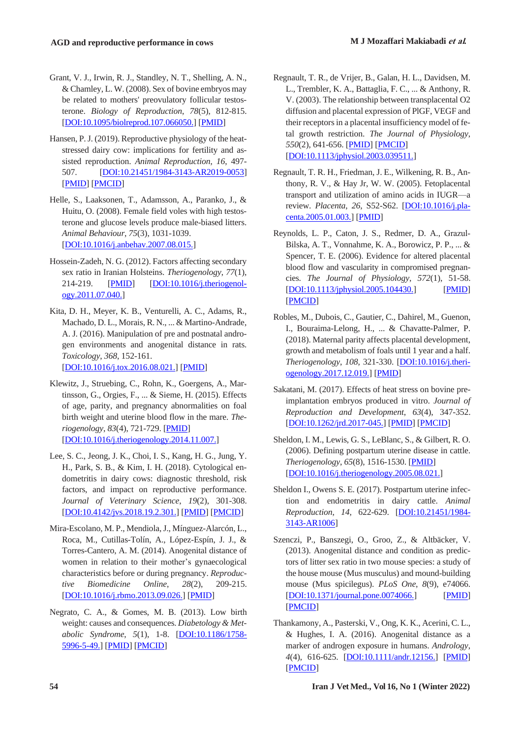Grant, V. J., Irwin, R. J., Standley, N. T., Shelling, A. N., & Chamley, L. W. (2008). Sex of bovine embryos may be related to mothers' preovulatory follicular testosterone. *Biology of Reproduction*, *78*(5), 812-815. [DOI:10.1095/biolreprod.107.066050.] [PMID]

Hansen, P. J. (2019). Reproductive physiology of the heat-stressed dairy cow: implications for fertility and assisted reproduction. *Animal Reproduction*, *16*, 497-507. [DOI:10.21451/1984-3143-AR2019-0053] [PMID] [PMCID]

Helle, S., Laaksonen, T., Adamsson, A., Paranko, J., & Huitu, O. (2008). Female field voles with high testosterone and glucose levels produce male-biased litters. *Animal Behaviour*, *75*(3), 1031-1039. [DOI:10.1016/j.anbehav.2007.08.015.]

Hossein-Zadeh, N. G. (2012). Factors affecting secondary sex ratio in Iranian Holsteins. *Theriogenology*, *77*(1), 214-219. [PMID] [DOI:10.1016/j.theriogenology.2011.07.040.]

Kita, D. H., Meyer, K. B., Venturelli, A. C., Adams, R., Machado, D. L., Morais, R. N., ... & Martino-Andrade, A. J. (2016). Manipulation of pre and postnatal androgen environments and anogenital distance in rats. *Toxicology*, *368*, 152-161. [DOI:10.1016/j.tox.2016.08.021.] [PMID]

Klewitz, J., Struebing, C., Rohn, K., Goergens, A., Martinsson, G., Orgies, F., ... & Sieme, H. (2015). Effects of age, parity, and pregnancy abnormalities on foal birth weight and uterine blood flow in the mare. *Theriogenology*, *83*(4), 721-729. [PMID] [DOI:10.1016/j.theriogenology.2014.11.007.]

Lee, S. C., Jeong, J. K., Choi, I. S., Kang, H. G., Jung, Y. H., Park, S. B., & Kim, I. H. (2018). Cytological endometritis in dairy cows: diagnostic threshold, risk factors, and impact on reproductive performance. *Journal of Veterinary Science*, *19*(2), 301-308. [DOI:10.4142/jvs.2018.19.2.301.] [PMID] [PMCID]

Mira-Escolano, M. P., Mendiola, J., Mínguez-Alarcón, L., Roca, M., Cutillas-Tolín, A., López-Espín, J. J., & Torres-Cantero, A. M. (2014). Anogenital distance of women in relation to their mother's gynaecological characteristics before or during pregnancy. *Reproductive Biomedicine Online*, *28*(2), 209-215. [DOI:10.1016/j.rbmo.2013.09.026.] [PMID]

Negrato, C. A., & Gomes, M. B. (2013). Low birth weight: causes and consequences. *Diabetology & Metabolic Syndrome*, *5*(1), 1-8. [DOI:10.1186/1758-5996-5-49.] [PMID] [PMCID]

Regnault, T. R., de Vrijer, B., Galan, H. L., Davidsen, M. L., Trembler, K. A., Battaglia, F. C., ... & Anthony, R. V. (2003). The relationship between transplacental O2 diffusion and placental expression of PlGF, VEGF and their receptors in a placental insufficiency model of fetal growth restriction. *The Journal of Physiology*, *550*(2), 641-656. [PMID] [PMCID] [DOI:10.1113/jphysiol.2003.039511.]

Regnault, T. R. H., Friedman, J. E., Wilkening, R. B., Anthony, R. V., & Hay Jr, W. W. (2005). Fetoplacental transport and utilization of amino acids in IUGR—a review. *Placenta*, *26*, S52-S62. [DOI:10.1016/j.placenta.2005.01.003.] [PMID]

Reynolds, L. P., Caton, J. S., Redmer, D. A., Grazul-Bilska, A. T., Vonnahme, K. A., Borowicz, P. P., ... & Spencer, T. E. (2006). Evidence for altered placental blood flow and vascularity in compromised pregnancies. *The Journal of Physiology*, *572*(1), 51-58. [DOI:10.1113/jphysiol.2005.104430.] [PMID] [PMCID]

Robles, M., Dubois, C., Gautier, C., Dahirel, M., Guenon, I., Bouraima-Lelong, H., ... & Chavatte-Palmer, P. (2018). Maternal parity affects placental development, growth and metabolism of foals until 1 year and a half. *Theriogenology*, *108*, 321-330. [DOI:10.1016/j.theriogenology.2017.12.019.] [PMID]

Sakatani, M. (2017). Effects of heat stress on bovine preimplantation embryos produced in vitro. *Journal of Reproduction and Development*, *63*(4), 347-352. [DOI:10.1262/jrd.2017-045.] [PMID] [PMCID]

Sheldon, I. M., Lewis, G. S., LeBlanc, S., & Gilbert, R. O. (2006). Defining postpartum uterine disease in cattle. *Theriogenology*, *65*(8), 1516-1530. [PMID] [DOI:10.1016/j.theriogenology.2005.08.021.]

Sheldon I., Owens S. E. (2017). Postpartum uterine infection and endometritis in dairy cattle. *Animal Reproduction*, *14*, 622-629. [DOI:10.21451/1984-3143-AR1006]

Szenczi, P., Banszegi, O., Groo, Z., & Altbäcker, V. (2013). Anogenital distance and condition as predictors of litter sex ratio in two mouse species: a study of the house mouse (Mus musculus) and mound-building mouse (Mus spicilegus). *PLoS One*, *8*(9), e74066. [DOI:10.1371/journal.pone.0074066.] [PMID] [PMCID]

Thankamony, A., Pasterski, V., Ong, K. K., Acerini, C. L., & Hughes, I. A. (2016). Anogenital distance as a marker of androgen exposure in humans. *Andrology*, *4*(4), 616-625. [DOI:10.1111/andr.12156.] [PMID] [PMCID]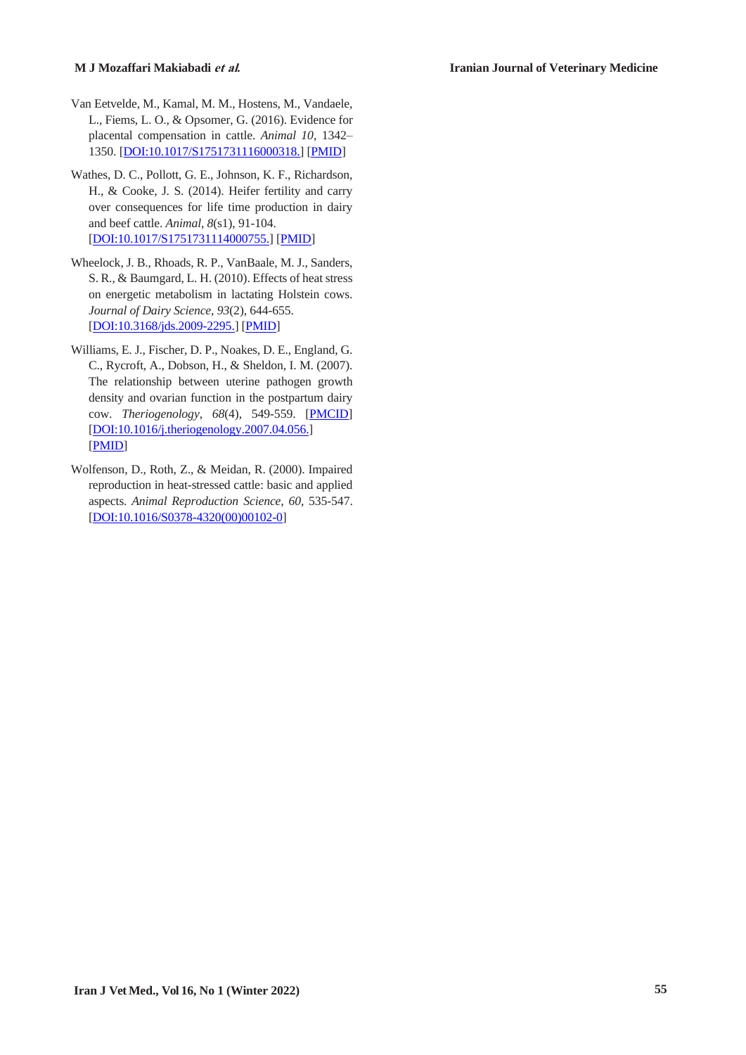Van Eetvelde, M., Kamal, M. M., Hostens, M., Vandaele, L., Fiems, L. O., & Opsomer, G. (2016). Evidence for placental compensation in cattle. *Animal 10*, 1342–1350. [DOI:10.1017/S1751731116000318.] [PMID]

Wathes, D. C., Pollott, G. E., Johnson, K. F., Richardson, H., & Cooke, J. S. (2014). Heifer fertility and carry over consequences for life time production in dairy and beef cattle. *Animal*, *8*(s1), 91-104. [DOI:10.1017/S1751731114000755.] [PMID]

Wheelock, J. B., Rhoads, R. P., VanBaale, M. J., Sanders, S. R., & Baumgard, L. H. (2010). Effects of heat stress on energetic metabolism in lactating Holstein cows. *Journal of Dairy Science*, *93*(2), 644-655. [DOI:10.3168/jds.2009-2295.] [PMID]

Williams, E. J., Fischer, D. P., Noakes, D. E., England, G. C., Rycroft, A., Dobson, H., & Sheldon, I. M. (2007). The relationship between uterine pathogen growth density and ovarian function in the postpartum dairy cow. *Theriogenology*, *68*(4), 549-559. [PMCID] [DOI:10.1016/j.theriogenology.2007.04.056.] [PMID]

Wolfenson, D., Roth, Z., & Meidan, R. (2000). Impaired reproduction in heat-stressed cattle: basic and applied aspects. *Animal Reproduction Science*, *60*, 535-547. [DOI:10.1016/S0378-4320(00)00102-0]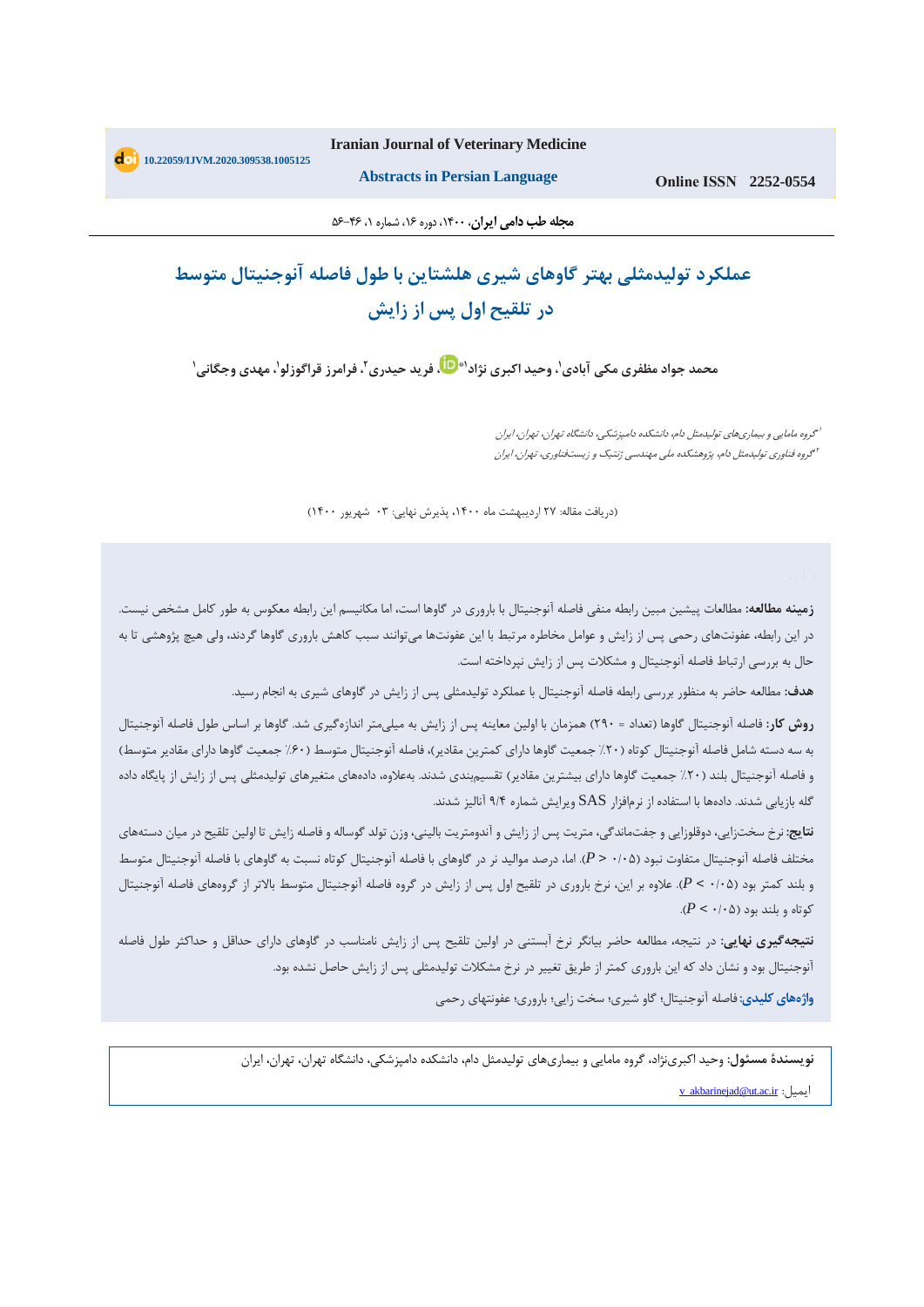10.22059/IJVM.2020.309538.1005125

**Iranian Journal of Veterinary Medicine**

**Abstracts in Persian Language**

**Online ISSN 2252-0554**

**مجله طب دامی ایران**، ۱۴۰۰، دوره ۱۶، شماره ۱، ۴۶-۵۶

# عملکرد تولیدمثلی بهتر گاوهای شیری هلشتاین با طول فاصله آنوجنیتال متوسط در تلقیح اول پس از زایش

**محمد جواد مظفری مکی آبادی[۱]، وحید اکبری نژاد[۱*]، فرید حیدری[۲]، فرامرز قراگوزلو[۱]، مهدی وجگانی[۱]**

[۱] گروه مامایی و بیماری‌های تولیدمثل دام، دانشکده دامپزشکی، دانشگاه تهران، تهران، ایران

[۲] گروه فناوری تولیدمثل دام، پژوهشکده ملی مهندسی ژنتیک و زیست‌فناوری، تهران، ایران

(دریافت مقاله: ۲۷ اردیبهشت ماه ۱۴۰۰، پذیرش نهایی: ۰۳ شهریور ۱۴۰۰)

**زمینه مطالعه:** مطالعات پیشین مبین رابطه منفی فاصله آنوجنیتال با باروری در گاوها است، اما مکانیسم این رابطه معکوس به طور کامل مشخص نیست. در این رابطه، عفونت‌های رحمی پس از زایش و عوامل مخاطره مرتبط با این عفونت‌ها می‌توانند سبب کاهش باروری گاوها گردند، ولی هیچ پژوهشی تا به حال به بررسی ارتباط فاصله آنوجنیتال و مشکلات پس از زایش نپرداخته است.

**هدف:** مطالعه حاضر به منظور بررسی رابطه فاصله آنوجنیتال با عملکرد تولیدمثلی پس از زایش در گاوهای شیری به انجام رسید.

**روش کار:** فاصله آنوجنیتال گاوها (تعداد = ۲۹۰) همزمان با اولین معاینه پس از زایش به میلی‌متر اندازه‌گیری شد. گاوها بر اساس طول فاصله آنوجنیتال به سه دسته شامل فاصله آنوجنیتال کوتاه (۲۰٪ جمعیت گاوها دارای کمترین مقادیر)، فاصله آنوجنیتال متوسط (۶۰٪ جمعیت گاوها دارای مقادیر متوسط) و فاصله آنوجنیتال بلند (۲۰٪ جمعیت گاوها دارای بیشترین مقادیر) تقسیم‌بندی شدند. به‌علاوه، داده‌های متغیرهای تولیدمثلی پس از زایش از پایگاه داده گله بازیابی شدند. داده‌ها با استفاده از نرم‌افزار SAS ویرایش شماره ۹/۴ آنالیز شدند.

**نتایج:** نرخ سخت‌زایی، دوقلوزایی و جفت‌ماندگی، متریت پس از زایش و آندومتریت بالینی، وزن تولد گوساله و فاصله زایش تا اولین تلقیح در میان دسته‌های مختلف فاصله آنوجنیتال متفاوت نبود ($P > ۰/۰۵$). اما، درصد موالید نر در گاوهای با فاصله آنوجنیتال کوتاه نسبت به گاوهای با فاصله آنوجنیتال متوسط و بلند کمتر بود ($P < ۰/۰۵$). علاوه بر این، نرخ باروری در تلقیح اول پس از زایش در گروه فاصله آنوجنیتال متوسط بالاتر از گروه‌های فاصله آنوجنیتال کوتاه و بلند بود ($P < ۰/۰۵$).

**نتیجه‌گیری نهایی:** در نتیجه، مطالعه حاضر بیانگر نرخ آبستنی نامناسب در اولین تلقیح پس از زایش در گاوهای دارای حداقل و حداکثر طول فاصله آنوجنیتال بود و نشان داد که این باروری کمتر از طریق تغییر در نرخ مشکلات تولیدمثلی پس از زایش حاصل نشده بود.

**واژه‌های کلیدی:** فاصله آنوجنیتال؛ گاو شیری؛ سخت زایی؛ باروری؛ عفونتهای رحمی

**نویسندهٔ مسئول:** وحید اکبری‌نژاد، گروه مامایی و بیماری‌های تولیدمثل دام، دانشکده دامپزشکی، دانشگاه تهران، تهران، ایران

ایمیل: v_akbarinejad@ut.ac.ir